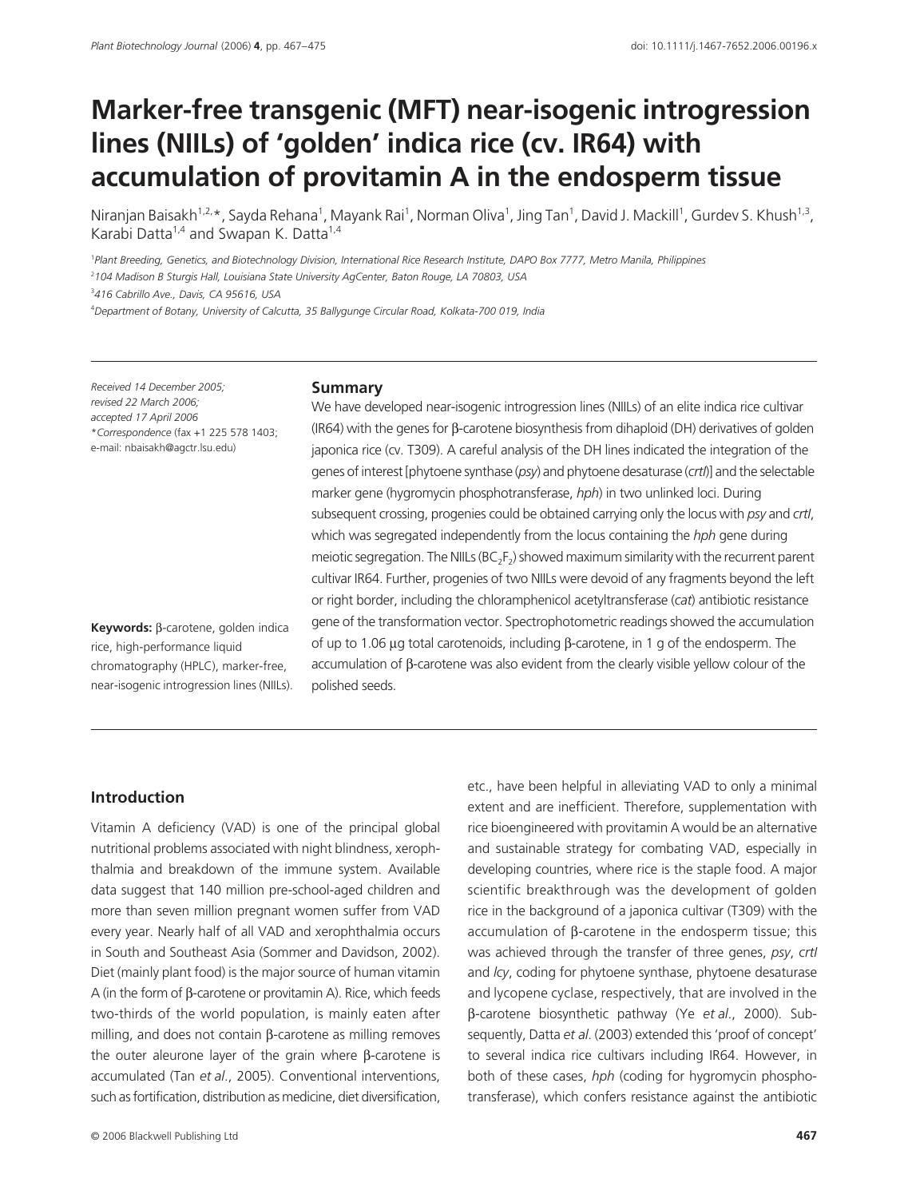# Marker-free transgenic (MFT) near-isogenic introgression lines (NIILs) of 'golden' indica rice (cv. IR64) with accumulation of provitamin A in the endosperm tissue

Niranjan Baisakh[1,2,*], Sayda Rehana[1], Mayank Rai[1], Norman Oliva[1], Jing Tan[1], David J. Mackill[1], Gurdev S. Khush[1,3], Karabi Datta[1,4] and Swapan K. Datta[1,4]

[1]Plant Breeding, Genetics, and Biotechnology Division, International Rice Research Institute, DAPO Box 7777, Metro Manila, Philippines

[2]104 Madison B Sturgis Hall, Louisiana State University AgCenter, Baton Rouge, LA 70803, USA

[3]416 Cabrillo Ave., Davis, CA 95616, USA

[4]Department of Botany, University of Calcutta, 35 Ballygunge Circular Road, Kolkata-700 019, India

Received 14 December 2005; revised 22 March 2006; accepted 17 April 2006

*Correspondence (fax +1 225 578 1403; e-mail: nbaisakh@agctr.lsu.edu)

**Keywords:** β-carotene, golden indica rice, high-performance liquid chromatography (HPLC), marker-free, near-isogenic introgression lines (NIILs).

## Summary

We have developed near-isogenic introgression lines (NIILs) of an elite indica rice cultivar (IR64) with the genes for β-carotene biosynthesis from dihaploid (DH) derivatives of golden japonica rice (cv. T309). A careful analysis of the DH lines indicated the integration of the genes of interest [phytoene synthase (*psy*) and phytoene desaturase (*crtI*)] and the selectable marker gene (hygromycin phosphotransferase, *hph*) in two unlinked loci. During subsequent crossing, progenies could be obtained carrying only the locus with *psy* and *crtI*, which was segregated independently from the locus containing the *hph* gene during meiotic segregation. The NIILs ($BC_2F_2$) showed maximum similarity with the recurrent parent cultivar IR64. Further, progenies of two NIILs were devoid of any fragments beyond the left or right border, including the chloramphenicol acetyltransferase (*cat*) antibiotic resistance gene of the transformation vector. Spectrophotometric readings showed the accumulation of up to 1.06 μg total carotenoids, including β-carotene, in 1 g of the endosperm. The accumulation of β-carotene was also evident from the clearly visible yellow colour of the polished seeds.

## Introduction

Vitamin A deficiency (VAD) is one of the principal global nutritional problems associated with night blindness, xerophthalmia and breakdown of the immune system. Available data suggest that 140 million pre-school-aged children and more than seven million pregnant women suffer from VAD every year. Nearly half of all VAD and xerophthalmia occurs in South and Southeast Asia (Sommer and Davidson, 2002). Diet (mainly plant food) is the major source of human vitamin A (in the form of β-carotene or provitamin A). Rice, which feeds two-thirds of the world population, is mainly eaten after milling, and does not contain β-carotene as milling removes the outer aleurone layer of the grain where β-carotene is accumulated (Tan *et al*., 2005). Conventional interventions, such as fortification, distribution as medicine, diet diversification, etc., have been helpful in alleviating VAD to only a minimal extent and are inefficient. Therefore, supplementation with rice bioengineered with provitamin A would be an alternative and sustainable strategy for combating VAD, especially in developing countries, where rice is the staple food. A major scientific breakthrough was the development of golden rice in the background of a japonica cultivar (T309) with the accumulation of β-carotene in the endosperm tissue; this was achieved through the transfer of three genes, *psy*, *crtI* and *lcy*, coding for phytoene synthase, phytoene desaturase and lycopene cyclase, respectively, that are involved in the β-carotene biosynthetic pathway (Ye *et al*., 2000). Subsequently, Datta *et al*. (2003) extended this 'proof of concept' to several indica rice cultivars including IR64. However, in both of these cases, *hph* (coding for hygromycin phosphotransferase), which confers resistance against the antibiotic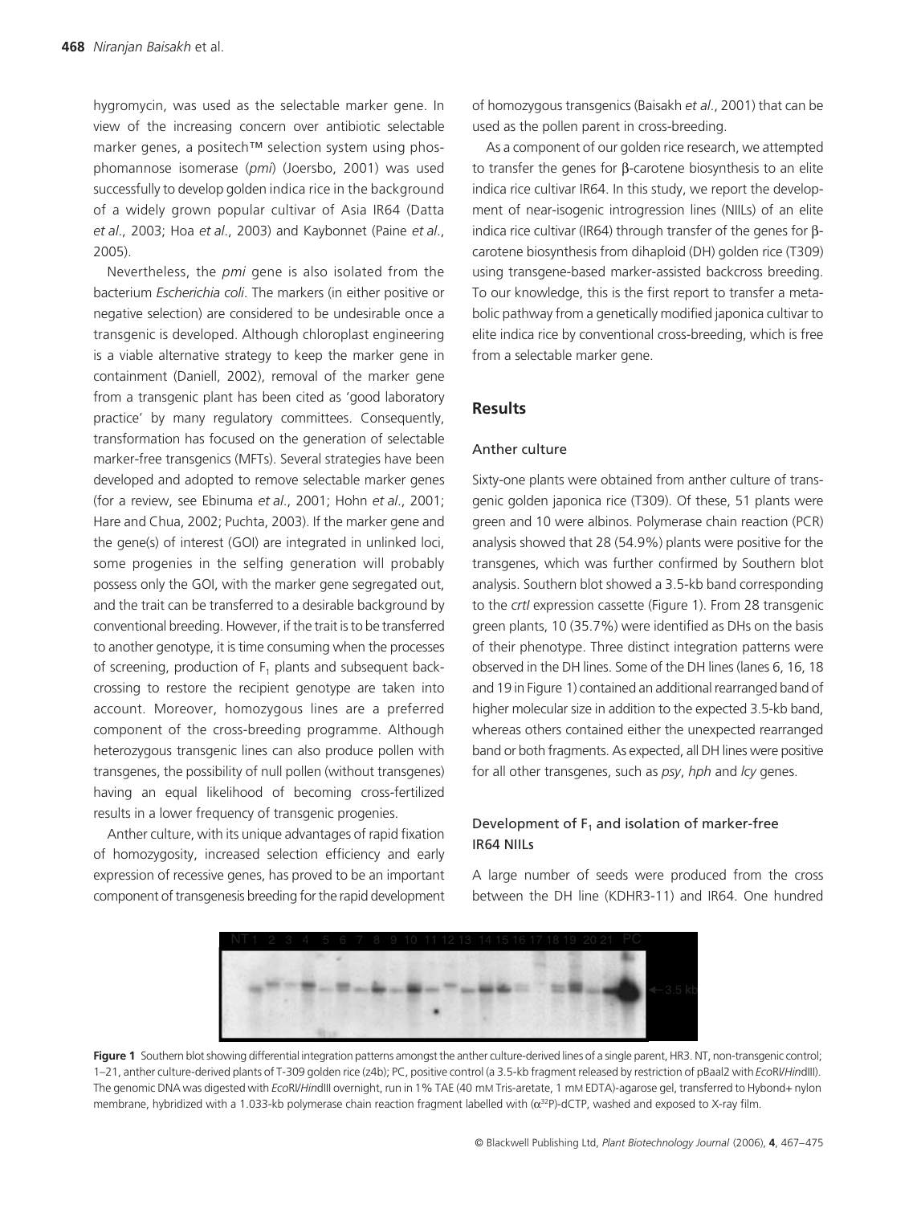hygromycin, was used as the selectable marker gene. In view of the increasing concern over antibiotic selectable marker genes, a positech™ selection system using phosphomannose isomerase (*pmi*) (Joersbo, 2001) was used successfully to develop golden indica rice in the background of a widely grown popular cultivar of Asia IR64 (Datta *et al*., 2003; Hoa *et al*., 2003) and Kaybonnet (Paine *et al*., 2005).

Nevertheless, the *pmi* gene is also isolated from the bacterium *Escherichia coli*. The markers (in either positive or negative selection) are considered to be undesirable once a transgenic is developed. Although chloroplast engineering is a viable alternative strategy to keep the marker gene in containment (Daniell, 2002), removal of the marker gene from a transgenic plant has been cited as 'good laboratory practice' by many regulatory committees. Consequently, transformation has focused on the generation of selectable marker-free transgenics (MFTs). Several strategies have been developed and adopted to remove selectable marker genes (for a review, see Ebinuma *et al*., 2001; Hohn *et al*., 2001; Hare and Chua, 2002; Puchta, 2003). If the marker gene and the gene(s) of interest (GOI) are integrated in unlinked loci, some progenies in the selfing generation will probably possess only the GOI, with the marker gene segregated out, and the trait can be transferred to a desirable background by conventional breeding. However, if the trait is to be transferred to another genotype, it is time consuming when the processes of screening, production of $F_1$ plants and subsequent backcrossing to restore the recipient genotype are taken into account. Moreover, homozygous lines are a preferred component of the cross-breeding programme. Although heterozygous transgenic lines can also produce pollen with transgenes, the possibility of null pollen (without transgenes) having an equal likelihood of becoming cross-fertilized results in a lower frequency of transgenic progenies.

Anther culture, with its unique advantages of rapid fixation of homozygosity, increased selection efficiency and early expression of recessive genes, has proved to be an important component of transgenesis breeding for the rapid development of homozygous transgenics (Baisakh *et al*., 2001) that can be used as the pollen parent in cross-breeding.

As a component of our golden rice research, we attempted to transfer the genes for β-carotene biosynthesis to an elite indica rice cultivar IR64. In this study, we report the development of near-isogenic introgression lines (NIILs) of an elite indica rice cultivar (IR64) through transfer of the genes for β-carotene biosynthesis from dihaploid (DH) golden rice (T309) using transgene-based marker-assisted backcross breeding. To our knowledge, this is the first report to transfer a metabolic pathway from a genetically modified japonica cultivar to elite indica rice by conventional cross-breeding, which is free from a selectable marker gene.

## Results

### Anther culture

Sixty-one plants were obtained from anther culture of transgenic golden japonica rice (T309). Of these, 51 plants were green and 10 were albinos. Polymerase chain reaction (PCR) analysis showed that 28 (54.9%) plants were positive for the transgenes, which was further confirmed by Southern blot analysis. Southern blot showed a 3.5-kb band corresponding to the *crtI* expression cassette (Figure 1). From 28 transgenic green plants, 10 (35.7%) were identified as DHs on the basis of their phenotype. Three distinct integration patterns were observed in the DH lines. Some of the DH lines (lanes 6, 16, 18 and 19 in Figure 1) contained an additional rearranged band of higher molecular size in addition to the expected 3.5-kb band, whereas others contained either the unexpected rearranged band or both fragments. As expected, all DH lines were positive for all other transgenes, such as *psy*, *hph* and *lcy* genes.

### Development of $F_1$ and isolation of marker-free IR64 NIILs

A large number of seeds were produced from the cross between the DH line (KDHR3-11) and IR64. One hundred

**Figure 1** Southern blot showing differential integration patterns amongst the anther culture-derived lines of a single parent, HR3. NT, non-transgenic control; 1–21, anther culture-derived plants of T-309 golden rice (z4b); PC, positive control (a 3.5-kb fragment released by restriction of pBaal2 with *Eco*RI/*Hin*dIII). The genomic DNA was digested with *Eco*RI/*Hin*dIII overnight, run in 1% TAE (40 mM Tris-aretate, 1 mM EDTA)-agarose gel, transferred to Hybond+ nylon membrane, hybridized with a 1.033-kb polymerase chain reaction fragment labelled with ($\alpha^{32}$P)-dCTP, washed and exposed to X-ray film.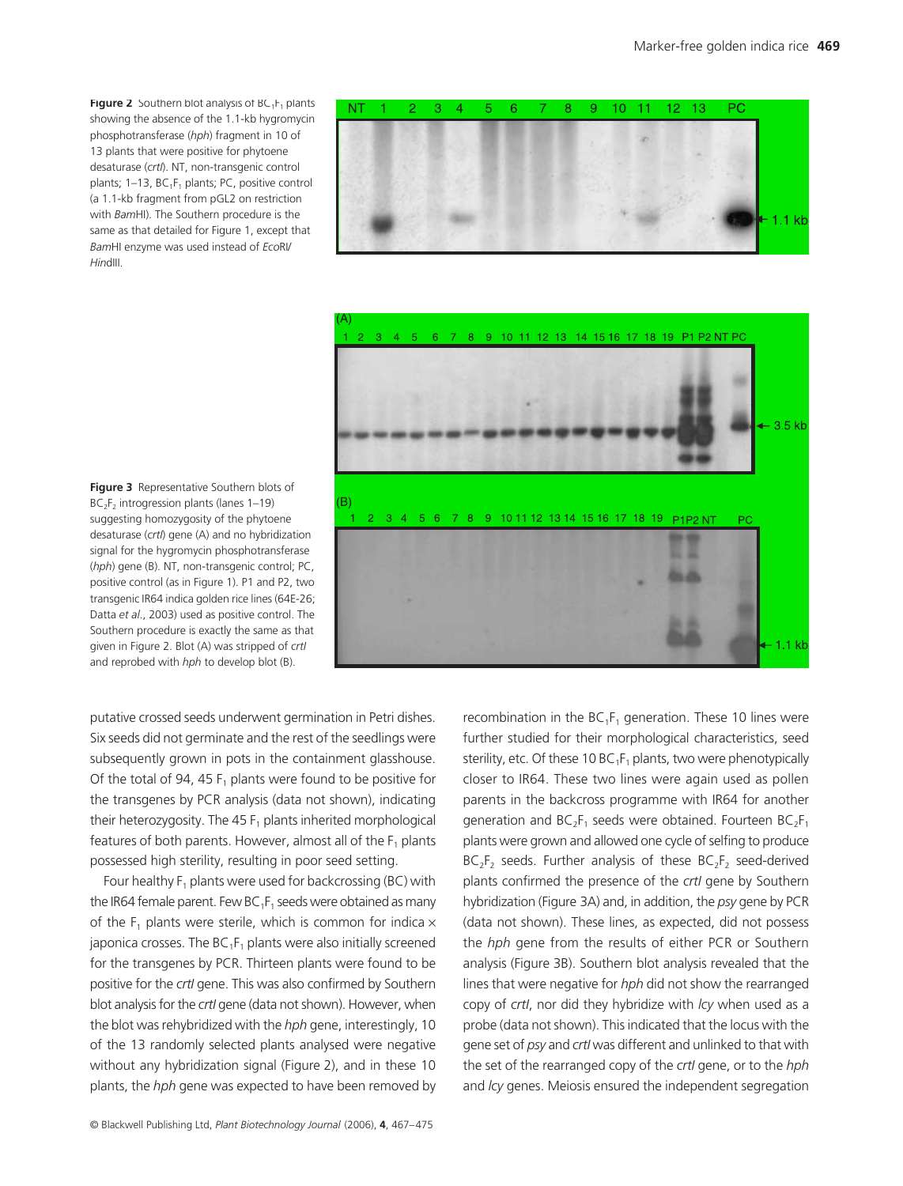**Figure 2** Southern blot analysis of $BC_1F_1$ plants showing the absence of the 1.1-kb hygromycin phosphotransferase (*hph*) fragment in 10 of 13 plants that were positive for phytoene desaturase (*crtI*). NT, non-transgenic control plants; 1–13, $BC_1F_1$ plants; PC, positive control (a 1.1-kb fragment from pGL2 on restriction with *Bam*HI). The Southern procedure is the same as that detailed for Figure 1, except that *Bam*HI enzyme was used instead of *Eco*RI/*Hin*dIII.

**Figure 3** Representative Southern blots of $BC_2F_2$ introgression plants (lanes 1–19) suggesting homozygosity of the phytoene desaturase (*crtI*) gene (A) and no hybridization signal for the hygromycin phosphotransferase (*hph*) gene (B). NT, non-transgenic control; PC, positive control (as in Figure 1). P1 and P2, two transgenic IR64 indica golden rice lines (64E-26; Datta *et al*., 2003) used as positive control. The Southern procedure is exactly the same as that given in Figure 2. Blot (A) was stripped of *crtI* and reprobed with *hph* to develop blot (B).

putative crossed seeds underwent germination in Petri dishes. Six seeds did not germinate and the rest of the seedlings were subsequently grown in pots in the containment glasshouse. Of the total of 94, 45 $F_1$ plants were found to be positive for the transgenes by PCR analysis (data not shown), indicating their heterozygosity. The 45 $F_1$ plants inherited morphological features of both parents. However, almost all of the $F_1$ plants possessed high sterility, resulting in poor seed setting.

Four healthy $F_1$ plants were used for backcrossing (BC) with the IR64 female parent. Few $BC_1F_1$ seeds were obtained as many of the $F_1$ plants were sterile, which is common for indica × japonica crosses. The $BC_1F_1$ plants were also initially screened for the transgenes by PCR. Thirteen plants were found to be positive for the *crtI* gene. This was also confirmed by Southern blot analysis for the *crtI* gene (data not shown). However, when the blot was rehybridized with the *hph* gene, interestingly, 10 of the 13 randomly selected plants analysed were negative without any hybridization signal (Figure 2), and in these 10 plants, the *hph* gene was expected to have been removed by recombination in the $BC_1F_1$ generation. These 10 lines were further studied for their morphological characteristics, seed sterility, etc. Of these 10 $BC_1F_1$ plants, two were phenotypically closer to IR64. These two lines were again used as pollen parents in the backcross programme with IR64 for another generation and $BC_2F_1$ seeds were obtained. Fourteen $BC_2F_1$ plants were grown and allowed one cycle of selfing to produce $BC_2F_2$ seeds. Further analysis of these $BC_2F_2$ seed-derived plants confirmed the presence of the *crtI* gene by Southern hybridization (Figure 3A) and, in addition, the *psy* gene by PCR (data not shown). These lines, as expected, did not possess the *hph* gene from the results of either PCR or Southern analysis (Figure 3B). Southern blot analysis revealed that the lines that were negative for *hph* did not show the rearranged copy of *crtI*, nor did they hybridize with *lcy* when used as a probe (data not shown). This indicated that the locus with the gene set of *psy* and *crtI* was different and unlinked to that with the set of the rearranged copy of the *crtI* gene, or to the *hph* and *lcy* genes. Meiosis ensured the independent segregation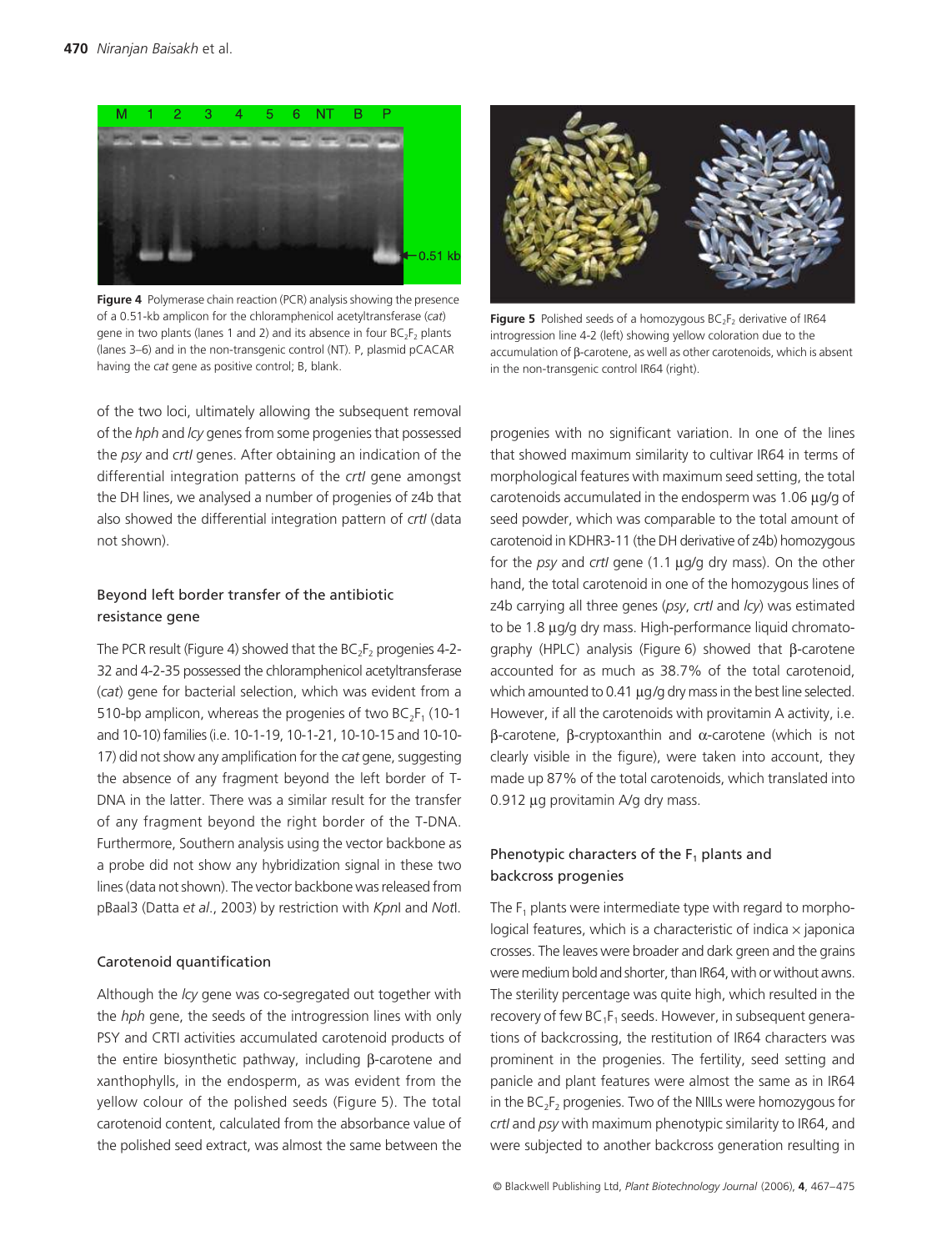Figure 4 Polymerase chain reaction (PCR) analysis showing the presence of a 0.51-kb amplicon for the chloramphenicol acetyltransferase (*cat*) gene in two plants (lanes 1 and 2) and its absence in four $BC_2F_2$ plants (lanes 3–6) and in the non-transgenic control (NT). P, plasmid pCACAR having the *cat* gene as positive control; B, blank.

Figure 5 Polished seeds of a homozygous $BC_2F_2$ derivative of IR64 introgression line 4-2 (left) showing yellow coloration due to the accumulation of β-carotene, as well as other carotenoids, which is absent in the non-transgenic control IR64 (right).

of the two loci, ultimately allowing the subsequent removal of the *hph* and *lcy* genes from some progenies that possessed the *psy* and *crtI* genes. After obtaining an indication of the differential integration patterns of the *crtI* gene amongst the DH lines, we analysed a number of progenies of z4b that also showed the differential integration pattern of *crtI* (data not shown).

## Beyond left border transfer of the antibiotic resistance gene

The PCR result (Figure 4) showed that the $BC_2F_2$ progenies 4-2-32 and 4-2-35 possessed the chloramphenicol acetyltransferase (*cat*) gene for bacterial selection, which was evident from a 510-bp amplicon, whereas the progenies of two $BC_2F_1$ (10-1 and 10-10) families (i.e. 10-1-19, 10-1-21, 10-10-15 and 10-10-17) did not show any amplification for the *cat* gene, suggesting the absence of any fragment beyond the left border of T-DNA in the latter. There was a similar result for the transfer of any fragment beyond the right border of the T-DNA. Furthermore, Southern analysis using the vector backbone as a probe did not show any hybridization signal in these two lines (data not shown). The vector backbone was released from pBaal3 (Datta *et al*., 2003) by restriction with *Kpn*I and *Not*I.

## Carotenoid quantification

Although the *lcy* gene was co-segregated out together with the *hph* gene, the seeds of the introgression lines with only PSY and CRTI activities accumulated carotenoid products of the entire biosynthetic pathway, including β-carotene and xanthophylls, in the endosperm, as was evident from the yellow colour of the polished seeds (Figure 5). The total carotenoid content, calculated from the absorbance value of the polished seed extract, was almost the same between the progenies with no significant variation. In one of the lines that showed maximum similarity to cultivar IR64 in terms of morphological features with maximum seed setting, the total carotenoids accumulated in the endosperm was 1.06 μg/g of seed powder, which was comparable to the total amount of carotenoid in KDHR3-11 (the DH derivative of z4b) homozygous for the *psy* and *crtI* gene (1.1 μg/g dry mass). On the other hand, the total carotenoid in one of the homozygous lines of z4b carrying all three genes (*psy*, *crtI* and *lcy*) was estimated to be 1.8 μg/g dry mass. High-performance liquid chromatography (HPLC) analysis (Figure 6) showed that β-carotene accounted for as much as 38.7% of the total carotenoid, which amounted to 0.41 μg/g dry mass in the best line selected. However, if all the carotenoids with provitamin A activity, i.e. β-carotene, β-cryptoxanthin and α-carotene (which is not clearly visible in the figure), were taken into account, they made up 87% of the total carotenoids, which translated into 0.912 μg provitamin A/g dry mass.

## Phenotypic characters of the $F_1$ plants and backcross progenies

The $F_1$ plants were intermediate type with regard to morphological features, which is a characteristic of indica × japonica crosses. The leaves were broader and dark green and the grains were medium bold and shorter, than IR64, with or without awns. The sterility percentage was quite high, which resulted in the recovery of few $BC_1F_1$ seeds. However, in subsequent generations of backcrossing, the restitution of IR64 characters was prominent in the progenies. The fertility, seed setting and panicle and plant features were almost the same as in IR64 in the $BC_2F_2$ progenies. Two of the NILs were homozygous for *crtI* and *psy* with maximum phenotypic similarity to IR64, and were subjected to another backcross generation resulting in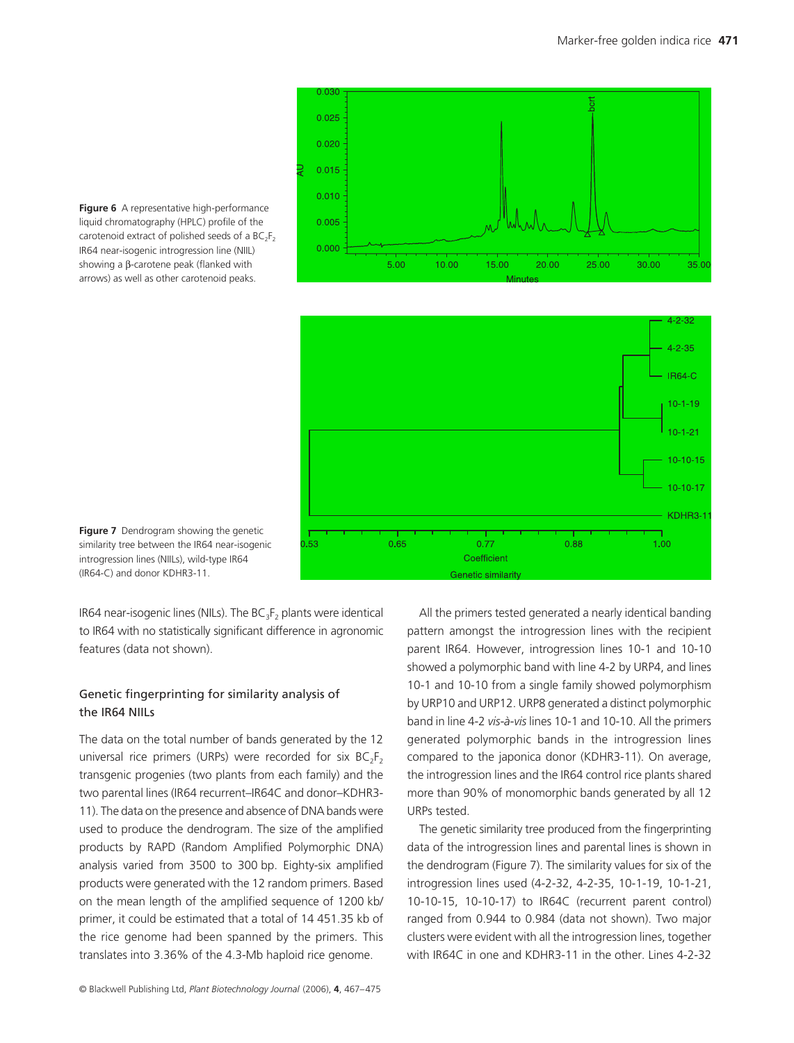**Figure 6** A representative high-performance liquid chromatography (HPLC) profile of the carotenoid extract of polished seeds of a $BC_2F_2$ IR64 near-isogenic introgression line (NIIL) showing a β-carotene peak (flanked with arrows) as well as other carotenoid peaks.

**Figure 7** Dendrogram showing the genetic similarity tree between the IR64 near-isogenic introgression lines (NIILs), wild-type IR64 (IR64-C) and donor KDHR3-11.

IR64 near-isogenic lines (NILs). The $BC_3F_2$ plants were identical to IR64 with no statistically significant difference in agronomic features (data not shown).

## Genetic fingerprinting for similarity analysis of the IR64 NIILs

The data on the total number of bands generated by the 12 universal rice primers (URPs) were recorded for six $BC_2F_2$ transgenic progenies (two plants from each family) and the two parental lines (IR64 recurrent–IR64C and donor–KDHR3-11). The data on the presence and absence of DNA bands were used to produce the dendrogram. The size of the amplified products by RAPD (Random Amplified Polymorphic DNA) analysis varied from 3500 to 300 bp. Eighty-six amplified products were generated with the 12 random primers. Based on the mean length of the amplified sequence of 1200 kb/primer, it could be estimated that a total of 14 451.35 kb of the rice genome had been spanned by the primers. This translates into 3.36% of the 4.3-Mb haploid rice genome.

All the primers tested generated a nearly identical banding pattern amongst the introgression lines with the recipient parent IR64. However, introgression lines 10-1 and 10-10 showed a polymorphic band with line 4-2 by URP4, and lines 10-1 and 10-10 from a single family showed polymorphism by URP10 and URP12. URP8 generated a distinct polymorphic band in line 4-2 *vis-à-vis* lines 10-1 and 10-10. All the primers generated polymorphic bands in the introgression lines compared to the japonica donor (KDHR3-11). On average, the introgression lines and the IR64 control rice plants shared more than 90% of monomorphic bands generated by all 12 URPs tested.

The genetic similarity tree produced from the fingerprinting data of the introgression lines and parental lines is shown in the dendrogram (Figure 7). The similarity values for six of the introgression lines used (4-2-32, 4-2-35, 10-1-19, 10-1-21, 10-10-15, 10-10-17) to IR64C (recurrent parent control) ranged from 0.944 to 0.984 (data not shown). Two major clusters were evident with all the introgression lines, together with IR64C in one and KDHR3-11 in the other. Lines 4-2-32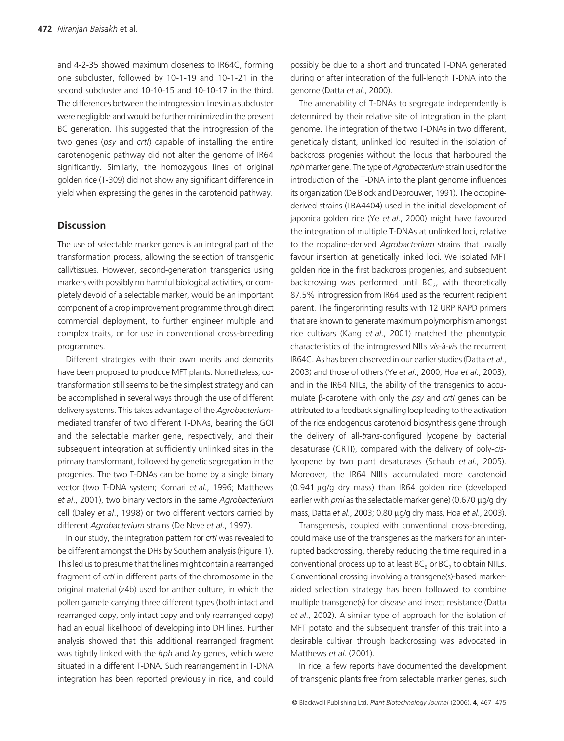and 4-2-35 showed maximum closeness to IR64C, forming one subcluster, followed by 10-1-19 and 10-1-21 in the second subcluster and 10-10-15 and 10-10-17 in the third. The differences between the introgression lines in a subcluster were negligible and would be further minimized in the present BC generation. This suggested that the introgression of the two genes (*psy* and *crtI*) capable of installing the entire carotenogenic pathway did not alter the genome of IR64 significantly. Similarly, the homozygous lines of original golden rice (T-309) did not show any significant difference in yield when expressing the genes in the carotenoid pathway.

## Discussion

The use of selectable marker genes is an integral part of the transformation process, allowing the selection of transgenic calli/tissues. However, second-generation transgenics using markers with possibly no harmful biological activities, or completely devoid of a selectable marker, would be an important component of a crop improvement programme through direct commercial deployment, to further engineer multiple and complex traits, or for use in conventional cross-breeding programmes.

Different strategies with their own merits and demerits have been proposed to produce MFT plants. Nonetheless, co-transformation still seems to be the simplest strategy and can be accomplished in several ways through the use of different delivery systems. This takes advantage of the *Agrobacterium*-mediated transfer of two different T-DNAs, bearing the GOI and the selectable marker gene, respectively, and their subsequent integration at sufficiently unlinked sites in the primary transformant, followed by genetic segregation in the progenies. The two T-DNAs can be borne by a single binary vector (two T-DNA system; Komari *et al*., 1996; Matthews *et al*., 2001), two binary vectors in the same *Agrobacterium* cell (Daley *et al*., 1998) or two different vectors carried by different *Agrobacterium* strains (De Neve *et al*., 1997).

In our study, the integration pattern for *crtI* was revealed to be different amongst the DHs by Southern analysis (Figure 1). This led us to presume that the lines might contain a rearranged fragment of *crtI* in different parts of the chromosome in the original material (z4b) used for anther culture, in which the pollen gamete carrying three different types (both intact and rearranged copy, only intact copy and only rearranged copy) had an equal likelihood of developing into DH lines. Further analysis showed that this additional rearranged fragment was tightly linked with the *hph* and *lcy* genes, which were situated in a different T-DNA. Such rearrangement in T-DNA integration has been reported previously in rice, and could possibly be due to a short and truncated T-DNA generated during or after integration of the full-length T-DNA into the genome (Datta *et al*., 2000).

The amenability of T-DNAs to segregate independently is determined by their relative site of integration in the plant genome. The integration of the two T-DNAs in two different, genetically distant, unlinked loci resulted in the isolation of backcross progenies without the locus that harboured the *hph* marker gene. The type of *Agrobacterium* strain used for the introduction of the T-DNA into the plant genome influences its organization (De Block and Debrouwer, 1991). The octopine-derived strains (LBA4404) used in the initial development of japonica golden rice (Ye *et al*., 2000) might have favoured the integration of multiple T-DNAs at unlinked loci, relative to the nopaline-derived *Agrobacterium* strains that usually favour insertion at genetically linked loci. We isolated MFT golden rice in the first backcross progenies, and subsequent backcrossing was performed until $BC_2$, with theoretically 87.5% introgression from IR64 used as the recurrent recipient parent. The fingerprinting results with 12 URP RAPD primers that are known to generate maximum polymorphism amongst rice cultivars (Kang *et al*., 2001) matched the phenotypic characteristics of the introgressed NILs *vis-à-vis* the recurrent IR64C. As has been observed in our earlier studies (Datta *et al*., 2003) and those of others (Ye *et al*., 2000; Hoa *et al*., 2003), and in the IR64 NIILs, the ability of the transgenics to accumulate β-carotene with only the *psy* and *crtI* genes can be attributed to a feedback signalling loop leading to the activation of the rice endogenous carotenoid biosynthesis gene through the delivery of all-*trans*-configured lycopene by bacterial desaturase (CRTI), compared with the delivery of poly-*cis*-lycopene by two plant desaturases (Schaub *et al*., 2005). Moreover, the IR64 NIILs accumulated more carotenoid (0.941 μg/g dry mass) than IR64 golden rice (developed earlier with *pmi* as the selectable marker gene) (0.670 μg/g dry mass, Datta *et al*., 2003; 0.80 μg/g dry mass, Hoa *et al*., 2003).

Transgenesis, coupled with conventional cross-breeding, could make use of the transgenes as the markers for an interrupted backcrossing, thereby reducing the time required in a conventional process up to at least $BC_6$ or $BC_7$ to obtain NIILs. Conventional crossing involving a transgene(s)-based marker-aided selection strategy has been followed to combine multiple transgene(s) for disease and insect resistance (Datta *et al*., 2002). A similar type of approach for the isolation of MFT potato and the subsequent transfer of this trait into a desirable cultivar through backcrossing was advocated in Matthews *et al*. (2001).

In rice, a few reports have documented the development of transgenic plants free from selectable marker genes, such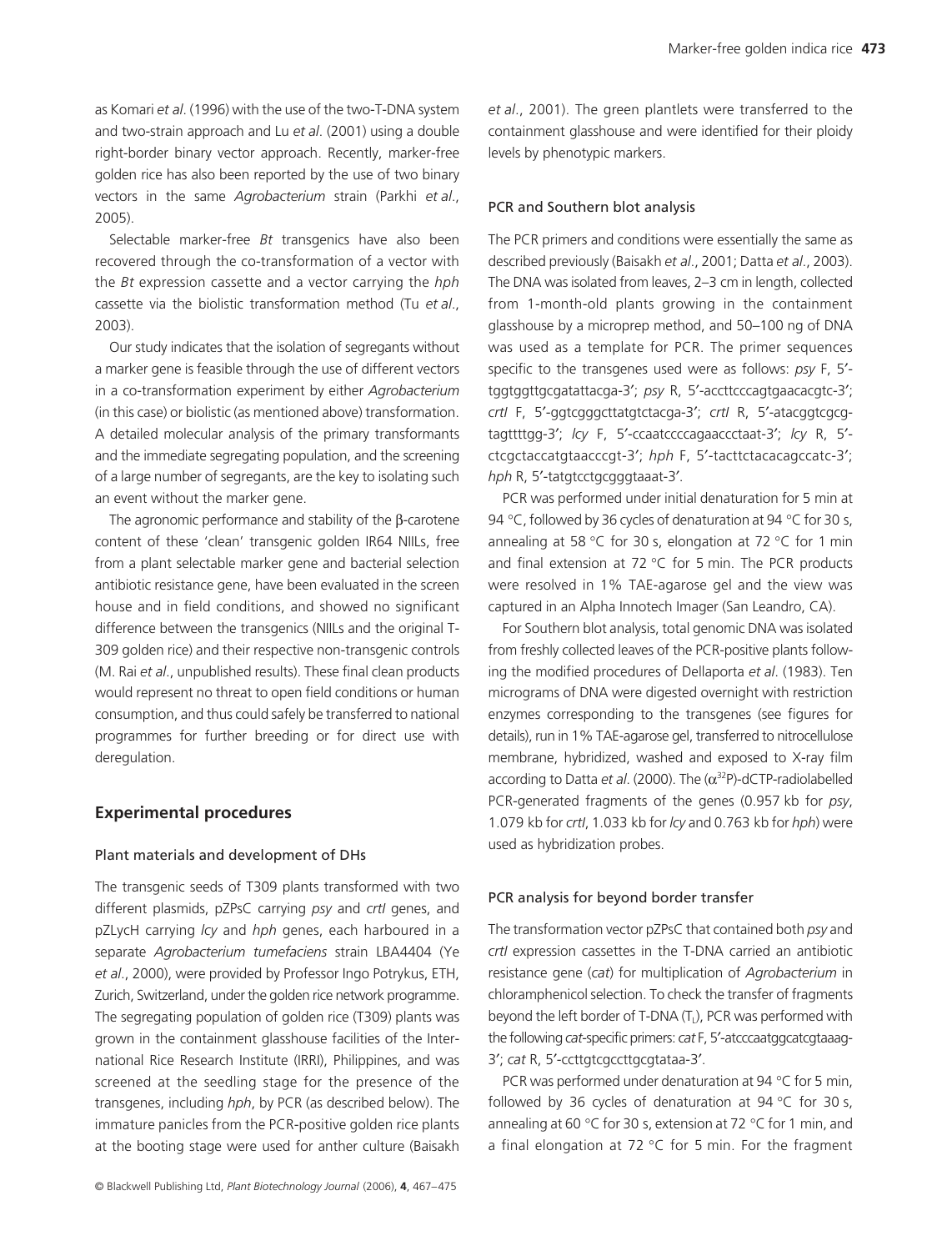as Komari *et al*. (1996) with the use of the two-T-DNA system and two-strain approach and Lu *et al*. (2001) using a double right-border binary vector approach. Recently, marker-free golden rice has also been reported by the use of two binary vectors in the same *Agrobacterium* strain (Parkhi *et al*., 2005).

Selectable marker-free *Bt* transgenics have also been recovered through the co-transformation of a vector with the *Bt* expression cassette and a vector carrying the *hph* cassette via the biolistic transformation method (Tu *et al*., 2003).

Our study indicates that the isolation of segregants without a marker gene is feasible through the use of different vectors in a co-transformation experiment by either *Agrobacterium* (in this case) or biolistic (as mentioned above) transformation. A detailed molecular analysis of the primary transformants and the immediate segregating population, and the screening of a large number of segregants, are the key to isolating such an event without the marker gene.

The agronomic performance and stability of the β-carotene content of these 'clean' transgenic golden IR64 NIILs, free from a plant selectable marker gene and bacterial selection antibiotic resistance gene, have been evaluated in the screen house and in field conditions, and showed no significant difference between the transgenics (NIILs and the original T-309 golden rice) and their respective non-transgenic controls (M. Rai *et al*., unpublished results). These final clean products would represent no threat to open field conditions or human consumption, and thus could safely be transferred to national programmes for further breeding or for direct use with deregulation.

## Experimental procedures

### Plant materials and development of DHs

The transgenic seeds of T309 plants transformed with two different plasmids, pZPsC carrying *psy* and *crtI* genes, and pZLycH carrying *lcy* and *hph* genes, each harboured in a separate *Agrobacterium tumefaciens* strain LBA4404 (Ye *et al*., 2000), were provided by Professor Ingo Potrykus, ETH, Zurich, Switzerland, under the golden rice network programme. The segregating population of golden rice (T309) plants was grown in the containment glasshouse facilities of the International Rice Research Institute (IRRI), Philippines, and was screened at the seedling stage for the presence of the transgenes, including *hph*, by PCR (as described below). The immature panicles from the PCR-positive golden rice plants at the booting stage were used for anther culture (Baisakh *et al*., 2001). The green plantlets were transferred to the containment glasshouse and were identified for their ploidy levels by phenotypic markers.

### PCR and Southern blot analysis

The PCR primers and conditions were essentially the same as described previously (Baisakh *et al*., 2001; Datta *et al*., 2003). The DNA was isolated from leaves, 2–3 cm in length, collected from 1-month-old plants growing in the containment glasshouse by a microprep method, and 50–100 ng of DNA was used as a template for PCR. The primer sequences specific to the transgenes used were as follows: *psy* F, 5′-tggtggttgcgatattacga-3′; *psy* R, 5′-accttcccagtgaacacgtc-3′; *crtI* F, 5′-ggtcgggcttatgtctacga-3′; *crtI* R, 5′-atacggtcgcgtagttttgg-3′; *lcy* F, 5′-ccaatccccagaaccctaat-3′; *lcy* R, 5′-ctcgctaccatgtaacccgt-3′; *hph* F, 5′-tacttctacacagccatc-3′; *hph* R, 5′-tatgtcctgcgggtaaat-3′.

PCR was performed under initial denaturation for 5 min at 94 °C, followed by 36 cycles of denaturation at 94 °C for 30 s, annealing at 58 °C for 30 s, elongation at 72 °C for 1 min and final extension at 72 °C for 5 min. The PCR products were resolved in 1% TAE-agarose gel and the view was captured in an Alpha Innotech Imager (San Leandro, CA).

For Southern blot analysis, total genomic DNA was isolated from freshly collected leaves of the PCR-positive plants following the modified procedures of Dellaporta *et al*. (1983). Ten micrograms of DNA were digested overnight with restriction enzymes corresponding to the transgenes (see figures for details), run in 1% TAE-agarose gel, transferred to nitrocellulose membrane, hybridized, washed and exposed to X-ray film according to Datta *et al*. (2000). The ($\alpha^{32}$P)-dCTP-radiolabelled PCR-generated fragments of the genes (0.957 kb for *psy*, 1.079 kb for *crtI*, 1.033 kb for *lcy* and 0.763 kb for *hph*) were used as hybridization probes.

### PCR analysis for beyond border transfer

The transformation vector pZPsC that contained both *psy* and *crtI* expression cassettes in the T-DNA carried an antibiotic resistance gene (*cat*) for multiplication of *Agrobacterium* in chloramphenicol selection. To check the transfer of fragments beyond the left border of T-DNA ($T_L$), PCR was performed with the following *cat*-specific primers: *cat* F, 5′-atcccaatggcatcgtaaag-3′; *cat* R, 5′-ccttgtcgccttgcgtataa-3′.

PCR was performed under denaturation at 94 °C for 5 min, followed by 36 cycles of denaturation at 94 °C for 30 s, annealing at 60 °C for 30 s, extension at 72 °C for 1 min, and a final elongation at 72 °C for 5 min. For the fragment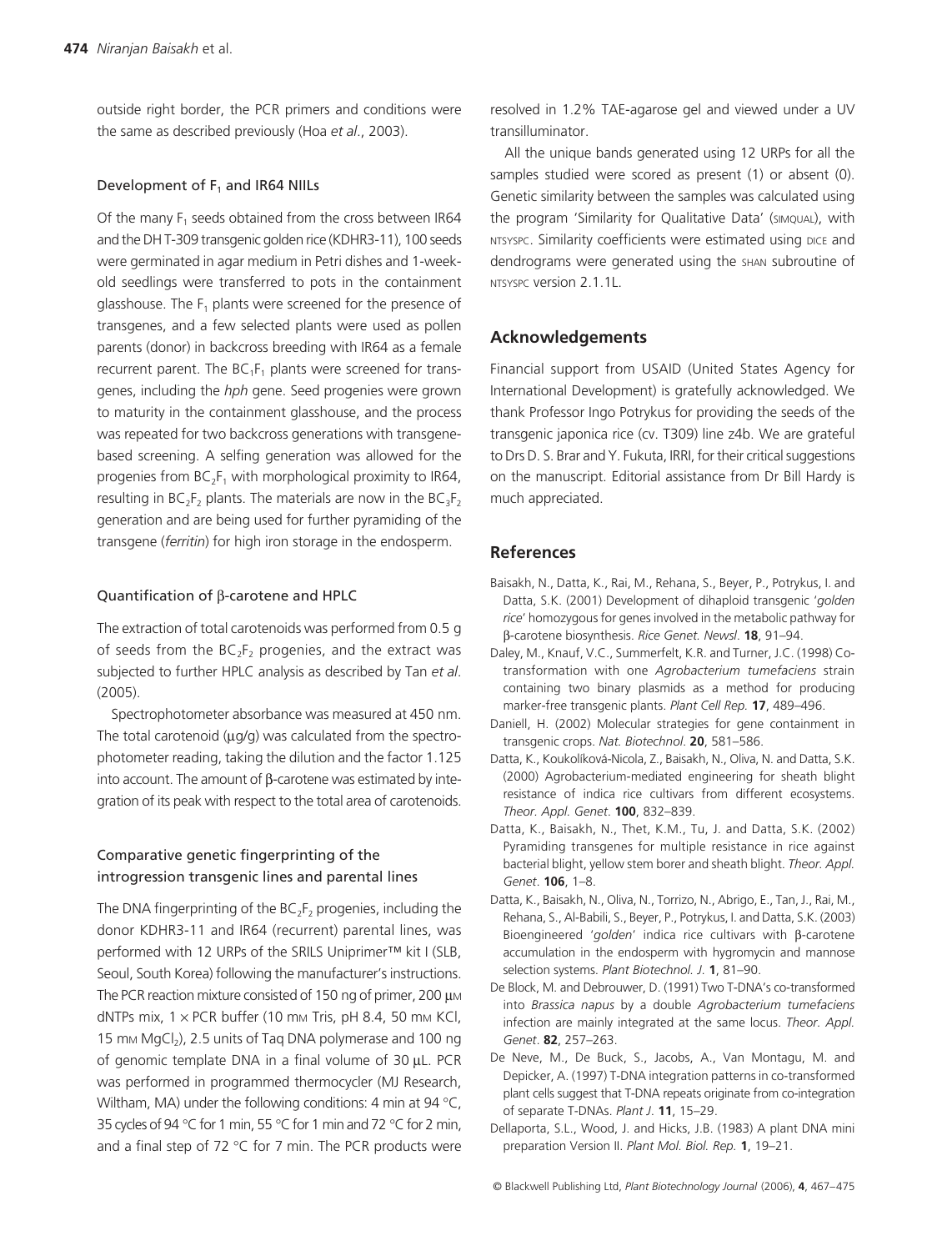outside right border, the PCR primers and conditions were the same as described previously (Hoa *et al*., 2003).

### Development of $F_1$ and IR64 NIILs

Of the many $F_1$ seeds obtained from the cross between IR64 and the DH T-309 transgenic golden rice (KDHR3-11), 100 seeds were germinated in agar medium in Petri dishes and 1-week-old seedlings were transferred to pots in the containment glasshouse. The $F_1$ plants were screened for the presence of transgenes, and a few selected plants were used as pollen parents (donor) in backcross breeding with IR64 as a female recurrent parent. The $BC_1F_1$ plants were screened for transgenes, including the *hph* gene. Seed progenies were grown to maturity in the containment glasshouse, and the process was repeated for two backcross generations with transgene-based screening. A selfing generation was allowed for the progenies from $BC_2F_1$ with morphological proximity to IR64, resulting in $BC_2F_2$ plants. The materials are now in the $BC_3F_2$ generation and are being used for further pyramiding of the transgene (*ferritin*) for high iron storage in the endosperm.

### Quantification of β-carotene and HPLC

The extraction of total carotenoids was performed from 0.5 g of seeds from the $BC_2F_2$ progenies, and the extract was subjected to further HPLC analysis as described by Tan *et al*. (2005).

Spectrophotometer absorbance was measured at 450 nm. The total carotenoid (μg/g) was calculated from the spectrophotometer reading, taking the dilution and the factor 1.125 into account. The amount of β-carotene was estimated by integration of its peak with respect to the total area of carotenoids.

### Comparative genetic fingerprinting of the introgression transgenic lines and parental lines

The DNA fingerprinting of the $BC_2F_2$ progenies, including the donor KDHR3-11 and IR64 (recurrent) parental lines, was performed with 12 URPs of the SRILS Uniprimer™ kit I (SLB, Seoul, South Korea) following the manufacturer's instructions. The PCR reaction mixture consisted of 150 ng of primer, 200 μM dNTPs mix, 1 × PCR buffer (10 mM Tris, pH 8.4, 50 mM KCl, 15 mM $MgCl_2$), 2.5 units of Taq DNA polymerase and 100 ng of genomic template DNA in a final volume of 30 μL. PCR was performed in programmed thermocycler (MJ Research, Wiltham, MA) under the following conditions: 4 min at 94 °C, 35 cycles of 94 °C for 1 min, 55 °C for 1 min and 72 °C for 2 min, and a final step of 72 °C for 7 min. The PCR products were resolved in 1.2% TAE-agarose gel and viewed under a UV transilluminator.

All the unique bands generated using 12 URPs for all the samples studied were scored as present (1) or absent (0). Genetic similarity between the samples was calculated using the program 'Similarity for Qualitative Data' (SIMQUAL), with NTSYSPC. Similarity coefficients were estimated using DICE and dendrograms were generated using the SHAN subroutine of NTSYSPC version 2.1.1L.

## Acknowledgements

Financial support from USAID (United States Agency for International Development) is gratefully acknowledged. We thank Professor Ingo Potrykus for providing the seeds of the transgenic japonica rice (cv. T309) line z4b. We are grateful to Drs D. S. Brar and Y. Fukuta, IRRI, for their critical suggestions on the manuscript. Editorial assistance from Dr Bill Hardy is much appreciated.

## References

Baisakh, N., Datta, K., Rai, M., Rehana, S., Beyer, P., Potrykus, I. and Datta, S.K. (2001) Development of dihaploid transgenic '*golden rice*' homozygous for genes involved in the metabolic pathway for β-carotene biosynthesis. *Rice Genet. Newsl*. **18**, 91–94.

Daley, M., Knauf, V.C., Summerfelt, K.R. and Turner, J.C. (1998) Co-transformation with one *Agrobacterium tumefaciens* strain containing two binary plasmids as a method for producing marker-free transgenic plants. *Plant Cell Rep.* **17**, 489–496.

Daniell, H. (2002) Molecular strategies for gene containment in transgenic crops. *Nat. Biotechnol*. **20**, 581–586.

Datta, K., Koukolíková-Nicola, Z., Baisakh, N., Oliva, N. and Datta, S.K. (2000) Agrobacterium-mediated engineering for sheath blight resistance of indica rice cultivars from different ecosystems. *Theor. Appl. Genet*. **100**, 832–839.

Datta, K., Baisakh, N., Thet, K.M., Tu, J. and Datta, S.K. (2002) Pyramiding transgenes for multiple resistance in rice against bacterial blight, yellow stem borer and sheath blight. *Theor. Appl. Genet*. **106**, 1–8.

Datta, K., Baisakh, N., Oliva, N., Torrizo, N., Abrigo, E., Tan, J., Rai, M., Rehana, S., Al-Babili, S., Beyer, P., Potrykus, I. and Datta, S.K. (2003) Bioengineered '*golden*' indica rice cultivars with β-carotene accumulation in the endosperm with hygromycin and mannose selection systems. *Plant Biotechnol. J*. **1**, 81–90.

De Block, M. and Debrouwer, D. (1991) Two T-DNA's co-transformed into *Brassica napus* by a double *Agrobacterium tumefaciens* infection are mainly integrated at the same locus. *Theor. Appl. Genet*. **82**, 257–263.

De Neve, M., De Buck, S., Jacobs, A., Van Montagu, M. and Depicker, A. (1997) T-DNA integration patterns in co-transformed plant cells suggest that T-DNA repeats originate from co-integration of separate T-DNAs. *Plant J*. **11**, 15–29.

Dellaporta, S.L., Wood, J. and Hicks, J.B. (1983) A plant DNA mini preparation Version II. *Plant Mol. Biol. Rep*. **1**, 19–21.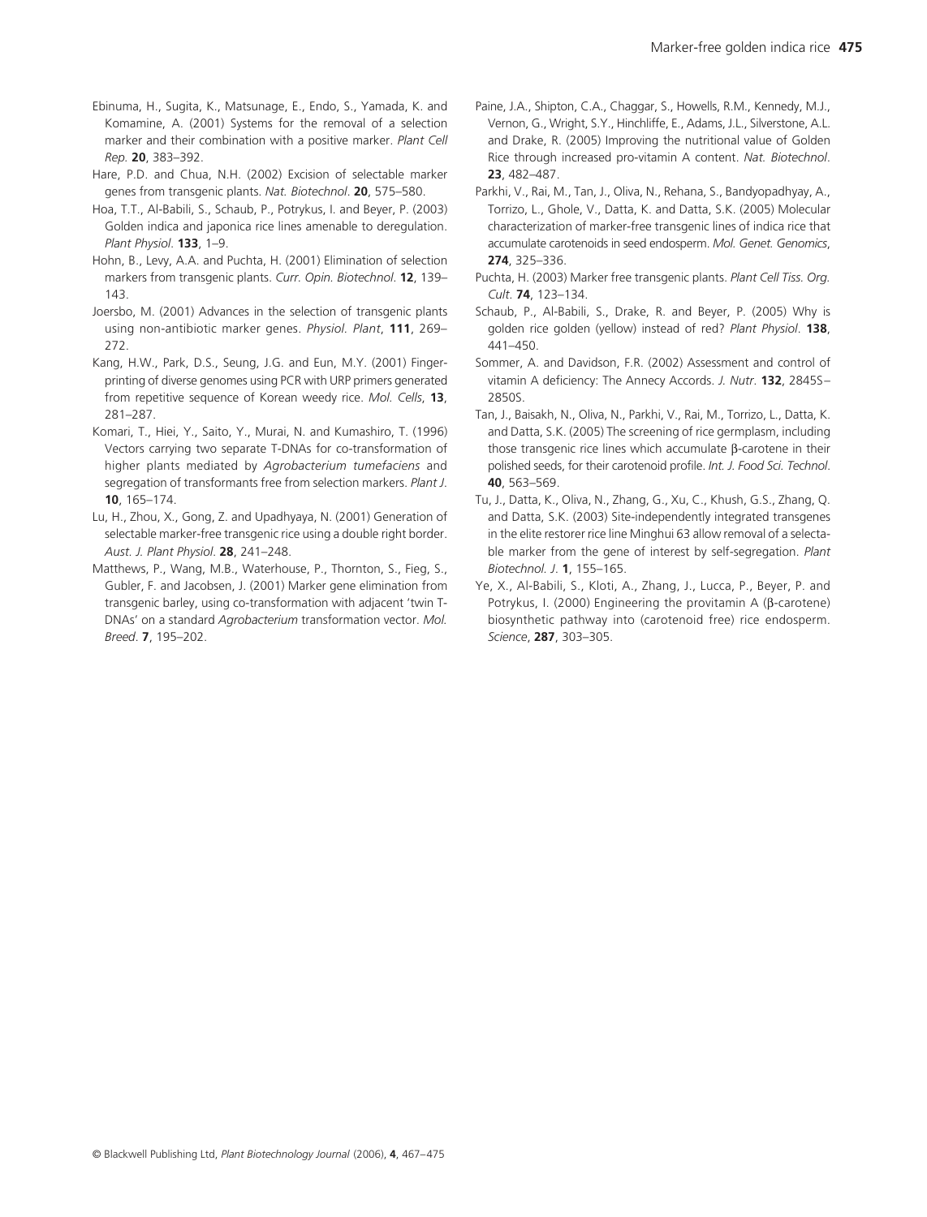Ebinuma, H., Sugita, K., Matsunage, E., Endo, S., Yamada, K. and Komamine, A. (2001) Systems for the removal of a selection marker and their combination with a positive marker. *Plant Cell Rep.* **20**, 383–392.

Hare, P.D. and Chua, N.H. (2002) Excision of selectable marker genes from transgenic plants. *Nat. Biotechnol*. **20**, 575–580.

Hoa, T.T., Al-Babili, S., Schaub, P., Potrykus, I. and Beyer, P. (2003) Golden indica and japonica rice lines amenable to deregulation. *Plant Physiol*. **133**, 1–9.

Hohn, B., Levy, A.A. and Puchta, H. (2001) Elimination of selection markers from transgenic plants. *Curr. Opin. Biotechnol*. **12**, 139–143.

Joersbo, M. (2001) Advances in the selection of transgenic plants using non-antibiotic marker genes. *Physiol. Plant*, **111**, 269–272.

Kang, H.W., Park, D.S., Seung, J.G. and Eun, M.Y. (2001) Fingerprinting of diverse genomes using PCR with URP primers generated from repetitive sequence of Korean weedy rice. *Mol. Cells*, **13**, 281–287.

Komari, T., Hiei, Y., Saito, Y., Murai, N. and Kumashiro, T. (1996) Vectors carrying two separate T-DNAs for co-transformation of higher plants mediated by *Agrobacterium tumefaciens* and segregation of transformants free from selection markers. *Plant J*. **10**, 165–174.

Lu, H., Zhou, X., Gong, Z. and Upadhyaya, N. (2001) Generation of selectable marker-free transgenic rice using a double right border. *Aust. J. Plant Physiol*. **28**, 241–248.

Matthews, P., Wang, M.B., Waterhouse, P., Thornton, S., Fieg, S., Gubler, F. and Jacobsen, J. (2001) Marker gene elimination from transgenic barley, using co-transformation with adjacent 'twin T-DNAs' on a standard *Agrobacterium* transformation vector. *Mol. Breed*. **7**, 195–202.

Paine, J.A., Shipton, C.A., Chaggar, S., Howells, R.M., Kennedy, M.J., Vernon, G., Wright, S.Y., Hinchliffe, E., Adams, J.L., Silverstone, A.L. and Drake, R. (2005) Improving the nutritional value of Golden Rice through increased pro-vitamin A content. *Nat. Biotechnol*. **23**, 482–487.

Parkhi, V., Rai, M., Tan, J., Oliva, N., Rehana, S., Bandyopadhyay, A., Torrizo, L., Ghole, V., Datta, K. and Datta, S.K. (2005) Molecular characterization of marker-free transgenic lines of indica rice that accumulate carotenoids in seed endosperm. *Mol. Genet. Genomics*, **274**, 325–336.

Puchta, H. (2003) Marker free transgenic plants. *Plant Cell Tiss. Org. Cult*. **74**, 123–134.

Schaub, P., Al-Babili, S., Drake, R. and Beyer, P. (2005) Why is golden rice golden (yellow) instead of red? *Plant Physiol*. **138**, 441–450.

Sommer, A. and Davidson, F.R. (2002) Assessment and control of vitamin A deficiency: The Annecy Accords. *J. Nutr*. **132**, 2845S–2850S.

Tan, J., Baisakh, N., Oliva, N., Parkhi, V., Rai, M., Torrizo, L., Datta, K. and Datta, S.K. (2005) The screening of rice germplasm, including those transgenic rice lines which accumulate β-carotene in their polished seeds, for their carotenoid profile. *Int. J. Food Sci. Technol*. **40**, 563–569.

Tu, J., Datta, K., Oliva, N., Zhang, G., Xu, C., Khush, G.S., Zhang, Q. and Datta, S.K. (2003) Site-independently integrated transgenes in the elite restorer rice line Minghui 63 allow removal of a selectable marker from the gene of interest by self-segregation. *Plant Biotechnol. J*. **1**, 155–165.

Ye, X., Al-Babili, S., Kloti, A., Zhang, J., Lucca, P., Beyer, P. and Potrykus, I. (2000) Engineering the provitamin A (β-carotene) biosynthetic pathway into (carotenoid free) rice endosperm. *Science*, **287**, 303–305.